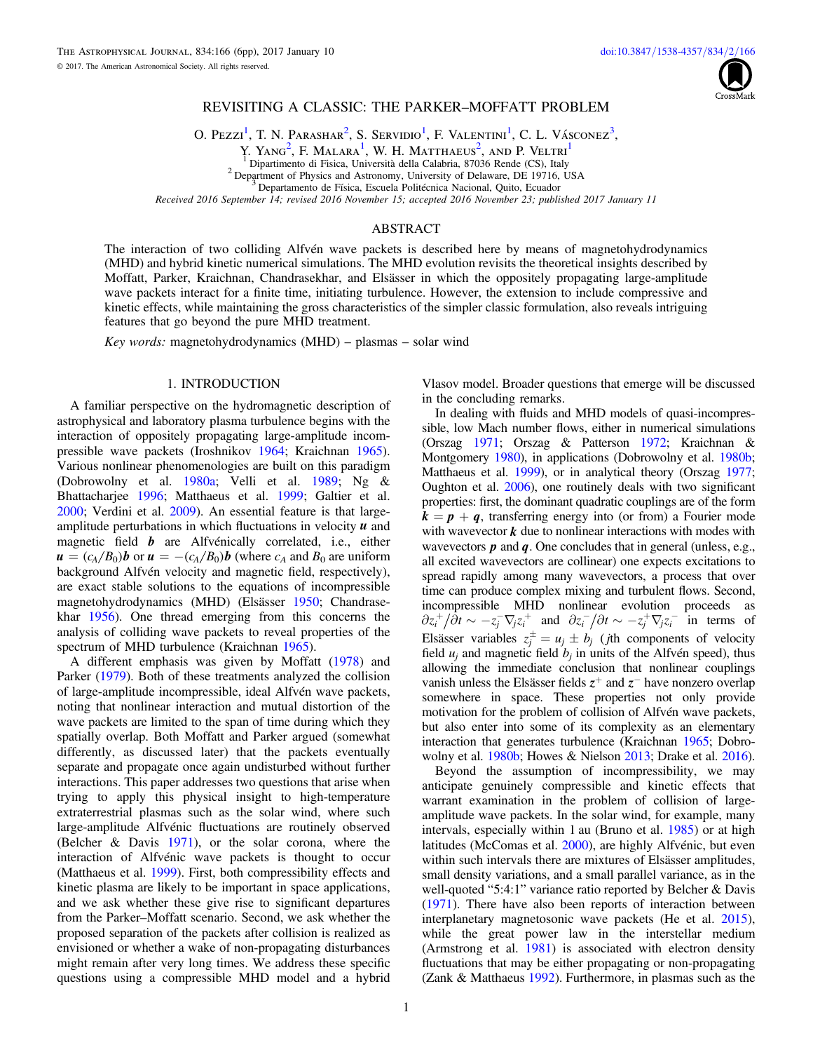# REVISITING A CLASSIC: THE PARKER–MOFFATT PROBLEM

O. Pezzi[1], T. N. Parashar[2], S. Servidio[1], F. Valentini[1], C. L. Vásconez[3], Y. Yang[2], F. Malara[1], W. H. Matthaeus[2], and P. Veltri[1]

[1] Dipartimento di Fisica, Università della Calabria, 87036 Rende (CS), Italy
[2] Department of Physics and Astronomy, University of Delaware, DE 19716, USA
[3] Departamento de Física, Escuela Politécnica Nacional, Quito, Ecuador

*Received 2016 September 14; revised 2016 November 15; accepted 2016 November 23; published 2017 January 11*

## ABSTRACT

The interaction of two colliding Alfvén wave packets is described here by means of magnetohydrodynamics (MHD) and hybrid kinetic numerical simulations. The MHD evolution revisits the theoretical insights described by Moffatt, Parker, Kraichnan, Chandrasekhar, and Elsässer in which the oppositely propagating large-amplitude wave packets interact for a finite time, initiating turbulence. However, the extension to include compressive and kinetic effects, while maintaining the gross characteristics of the simpler classic formulation, also reveals intriguing features that go beyond the pure MHD treatment.

*Key words:* magnetohydrodynamics (MHD) – plasmas – solar wind

## 1. INTRODUCTION

A familiar perspective on the hydromagnetic description of astrophysical and laboratory plasma turbulence begins with the interaction of oppositely propagating large-amplitude incompressible wave packets (Iroshnikov 1964; Kraichnan 1965). Various nonlinear phenomenologies are built on this paradigm (Dobrowolny et al. 1980a; Velli et al. 1989; Ng & Bhattacharjee 1996; Matthaeus et al. 1999; Galtier et al. 2000; Verdini et al. 2009). An essential feature is that large-amplitude perturbations in which fluctuations in velocity $\boldsymbol{u}$ and magnetic field $\boldsymbol{b}$ are Alfvénically correlated, i.e., either $\boldsymbol{u} = (c_A/B_0)\boldsymbol{b}$ or $\boldsymbol{u} = -(c_A/B_0)\boldsymbol{b}$ (where $c_A$ and $B_0$ are uniform background Alfvén velocity and magnetic field, respectively), are exact stable solutions to the equations of incompressible magnetohydrodynamics (MHD) (Elsässer 1950; Chandrasekhar 1956). One thread emerging from this concerns the analysis of colliding wave packets to reveal properties of the spectrum of MHD turbulence (Kraichnan 1965).

A different emphasis was given by Moffatt (1978) and Parker (1979). Both of these treatments analyzed the collision of large-amplitude incompressible, ideal Alfvén wave packets, noting that nonlinear interaction and mutual distortion of the wave packets are limited to the span of time during which they spatially overlap. Both Moffatt and Parker argued (somewhat differently, as discussed later) that the packets eventually separate and propagate once again undisturbed without further interactions. This paper addresses two questions that arise when trying to apply this physical insight to high-temperature extraterrestrial plasmas such as the solar wind, where such large-amplitude Alfvénic fluctuations are routinely observed (Belcher & Davis 1971), or the solar corona, where the interaction of Alfvénic wave packets is thought to occur (Matthaeus et al. 1999). First, both compressibility effects and kinetic plasma are likely to be important in space applications, and we ask whether these give rise to significant departures from the Parker–Moffatt scenario. Second, we ask whether the proposed separation of the packets after collision is realized as envisioned or whether a wake of non-propagating disturbances might remain after very long times. We address these specific questions using a compressible MHD model and a hybrid Vlasov model. Broader questions that emerge will be discussed in the concluding remarks.

In dealing with fluids and MHD models of quasi-incompressible, low Mach number flows, either in numerical simulations (Orszag 1971; Orszag & Patterson 1972; Kraichnan & Montgomery 1980), in applications (Dobrowolny et al. 1980b; Matthaeus et al. 1999), or in analytical theory (Orszag 1977; Oughton et al. 2006), one routinely deals with two significant properties: first, the dominant quadratic couplings are of the form $\boldsymbol{k} = \boldsymbol{p} + \boldsymbol{q}$, transferring energy into (or from) a Fourier mode with wavevector $\boldsymbol{k}$ due to nonlinear interactions with modes with wavevectors $\boldsymbol{p}$ and $\boldsymbol{q}$. One concludes that in general (unless, e.g., all excited wavevectors are collinear) one expects excitations to spread rapidly among many wavevectors, a process that over time can produce complex mixing and turbulent flows. Second, incompressible MHD nonlinear evolution proceeds as $\partial z_i^+/\partial t \sim -z_j^- \nabla_j z_i^+$ and $\partial z_i^-/\partial t \sim -z_j^+ \nabla_j z_i^-$ in terms of Elsässer variables $z_j^\pm = u_j \pm b_j$ ($j$th components of velocity field $u_j$ and magnetic field $b_j$ in units of the Alfvén speed), thus allowing the immediate conclusion that nonlinear couplings vanish unless the Elsässer fields $\boldsymbol{z}^+$ and $\boldsymbol{z}^-$ have nonzero overlap somewhere in space. These properties not only provide motivation for the problem of collision of Alfvén wave packets, but also enter into some of its complexity as an elementary interaction that generates turbulence (Kraichnan 1965; Dobrowolny et al. 1980b; Howes & Nielson 2013; Drake et al. 2016).

Beyond the assumption of incompressibility, we may anticipate genuinely compressible and kinetic effects that warrant examination in the problem of collision of large-amplitude wave packets. In the solar wind, for example, many intervals, especially within 1 au (Bruno et al. 1985) or at high latitudes (McComas et al. 2000), are highly Alfvénic, but even within such intervals there are mixtures of Elsässer amplitudes, small density variations, and a small parallel variance, as in the well-quoted "5:4:1" variance ratio reported by Belcher & Davis (1971). There have also been reports of interaction between interplanetary magnetosonic wave packets (He et al. 2015), while the great power law in the interstellar medium (Armstrong et al. 1981) is associated with electron density fluctuations that may be either propagating or non-propagating (Zank & Matthaeus 1992). Furthermore, in plasmas such as the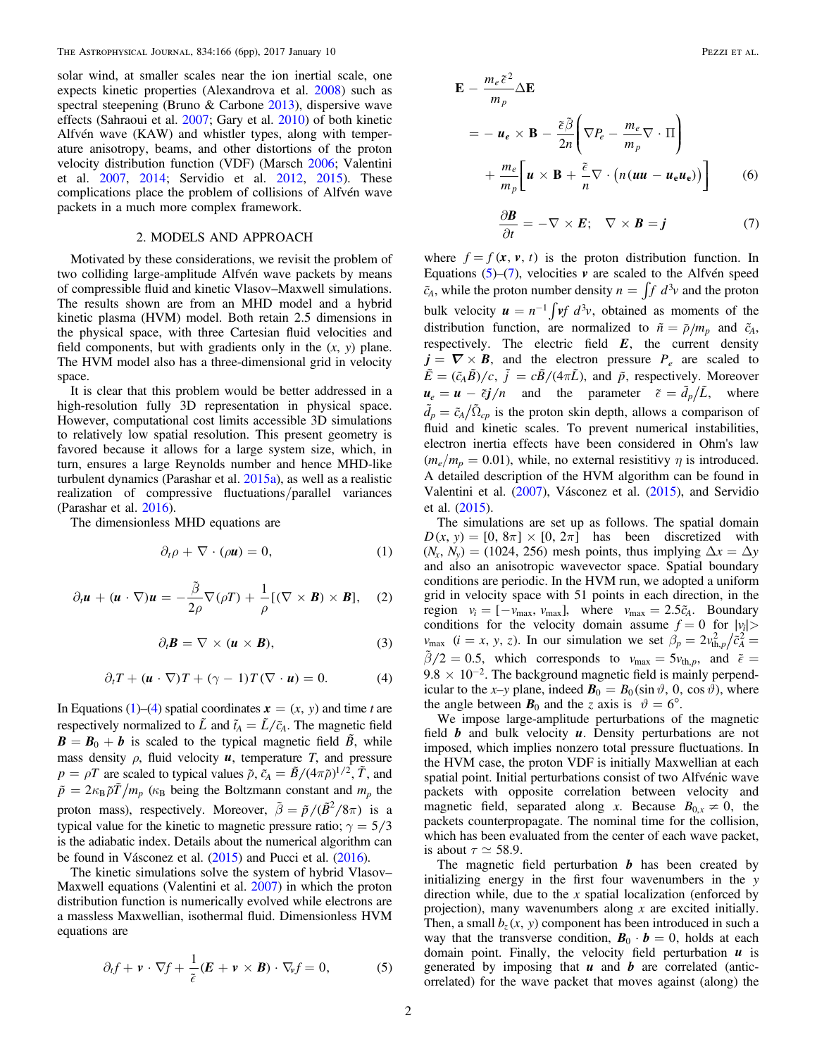solar wind, at smaller scales near the ion inertial scale, one expects kinetic properties (Alexandrova et al. 2008) such as spectral steepening (Bruno & Carbone 2013), dispersive wave effects (Sahraoui et al. 2007; Gary et al. 2010) of both kinetic Alfvén wave (KAW) and whistler types, along with temperature anisotropy, beams, and other distortions of the proton velocity distribution function (VDF) (Marsch 2006; Valentini et al. 2007, 2014; Servidio et al. 2012, 2015). These complications place the problem of collisions of Alfvén wave packets in a much more complex framework.

## 2. MODELS AND APPROACH

Motivated by these considerations, we revisit the problem of two colliding large-amplitude Alfvén wave packets by means of compressible fluid and kinetic Vlasov–Maxwell simulations. The results shown are from an MHD model and a hybrid kinetic plasma (HVM) model. Both retain 2.5 dimensions in the physical space, with three Cartesian fluid velocities and field components, but with gradients only in the $(x, y)$ plane. The HVM model also has a three-dimensional grid in velocity space.

It is clear that this problem would be better addressed in a high-resolution fully 3D representation in physical space. However, computational cost limits accessible 3D simulations to relatively low spatial resolution. This present geometry is favored because it allows for a large system size, which, in turn, ensures a large Reynolds number and hence MHD-like turbulent dynamics (Parashar et al. 2015a), as well as a realistic realization of compressive fluctuations/parallel variances (Parashar et al. 2016).

The dimensionless MHD equations are

$$\partial_t \rho + \nabla \cdot (\rho \boldsymbol{u}) = 0, \quad (1)$$

$$\partial_t \boldsymbol{u} + (\boldsymbol{u} \cdot \nabla)\boldsymbol{u} = -\frac{\tilde{\beta}}{2\rho}\nabla(\rho T) + \frac{1}{\rho}[(\nabla \times \boldsymbol{B}) \times \boldsymbol{B}], \quad (2)$$

$$\partial_t \boldsymbol{B} = \nabla \times (\boldsymbol{u} \times \boldsymbol{B}), \quad (3)$$

$$\partial_t T + (\boldsymbol{u} \cdot \nabla)T + (\gamma - 1)T(\nabla \cdot \boldsymbol{u}) = 0. \quad (4)$$

In Equations (1)–(4) spatial coordinates $\boldsymbol{x} = (x, y)$ and time $t$ are respectively normalized to $\tilde{L}$ and $\tilde{t}_A = \tilde{L}/\tilde{c}_A$. The magnetic field $\boldsymbol{B} = \boldsymbol{B}_0 + \boldsymbol{b}$ is scaled to the typical magnetic field $\tilde{B}$, while mass density $\rho$, fluid velocity $\boldsymbol{u}$, temperature $T$, and pressure $p = \rho T$ are scaled to typical values $\tilde{\rho}$, $\tilde{c}_A = \tilde{B}/(4\pi\tilde{\rho})^{1/2}$, $\tilde{T}$, and $\tilde{p} = 2\kappa_B \tilde{\rho}\tilde{T}/m_p$ ($\kappa_B$ being the Boltzmann constant and $m_p$ the proton mass), respectively. Moreover, $\tilde{\beta} = \tilde{p}/(\tilde{B}^2/8\pi)$ is a typical value for the kinetic to magnetic pressure ratio; $\gamma = 5/3$ is the adiabatic index. Details about the numerical algorithm can be found in Vásconez et al. (2015) and Pucci et al. (2016).

The kinetic simulations solve the system of hybrid Vlasov–Maxwell equations (Valentini et al. 2007) in which the proton distribution function is numerically evolved while electrons are a massless Maxwellian, isothermal fluid. Dimensionless HVM equations are

$$\partial_t f + \boldsymbol{v} \cdot \nabla f + \frac{1}{\tilde{\epsilon}}(\boldsymbol{E} + \boldsymbol{v} \times \boldsymbol{B}) \cdot \nabla_{\boldsymbol{v}} f = 0, \quad (5)$$

$$\begin{aligned} \mathbf{E} - \frac{m_e \tilde{\epsilon}^2}{m_p}\Delta \mathbf{E} &= -\boldsymbol{u_e} \times \mathbf{B} - \frac{\tilde{\epsilon}\tilde{\beta}}{2n}\left(\nabla P_e - \frac{m_e}{m_p}\nabla \cdot \Pi\right) \\ &+ \frac{m_e}{m_p}\left[\boldsymbol{u} \times \mathbf{B} + \frac{\tilde{\epsilon}}{n}\nabla \cdot \left(n(\boldsymbol{uu} - \boldsymbol{u_e u_e})\right)\right] \end{aligned} \quad (6)$$

$$\frac{\partial \boldsymbol{B}}{\partial t} = -\nabla \times \boldsymbol{E}; \quad \nabla \times \boldsymbol{B} = \boldsymbol{j} \quad (7)$$

where $f = f(\boldsymbol{x}, \boldsymbol{v}, t)$ is the proton distribution function. In Equations (5)–(7), velocities $\boldsymbol{v}$ are scaled to the Alfvén speed $\tilde{c}_A$, while the proton number density $n = \int f\, d^3v$ and the proton bulk velocity $\boldsymbol{u} = n^{-1}\int \boldsymbol{v} f\, d^3v$, obtained as moments of the distribution function, are normalized to $\tilde{n} = \tilde{\rho}/m_p$ and $\tilde{c}_A$, respectively. The electric field $\boldsymbol{E}$, the current density $\boldsymbol{j} = \boldsymbol{\nabla} \times \boldsymbol{B}$, and the electron pressure $P_e$ are scaled to $\tilde{E} = (\tilde{c}_A\tilde{B})/c$, $\tilde{j} = c\tilde{B}/(4\pi\tilde{L})$, and $\tilde{p}$, respectively. Moreover $\boldsymbol{u}_e = \boldsymbol{u} - \tilde{\epsilon}\boldsymbol{j}/n$ and the parameter $\tilde{\epsilon} = \tilde{d}_p/\tilde{L}$, where $\tilde{d}_p = \tilde{c}_A/\tilde{\Omega}_{cp}$ is the proton skin depth, allows a comparison of fluid and kinetic scales. To prevent numerical instabilities, electron inertia effects have been considered in Ohm's law ($m_e/m_p = 0.01$), while, no external resistivity $\eta$ is introduced. A detailed description of the HVM algorithm can be found in Valentini et al. (2007), Vásconez et al. (2015), and Servidio et al. (2015).

The simulations are set up as follows. The spatial domain $D(x, y) = [0, 8\pi] \times [0, 2\pi]$ has been discretized with $(N_x, N_y) = (1024, 256)$ mesh points, thus implying $\Delta x = \Delta y$ and also an anisotropic wavevector space. Spatial boundary conditions are periodic. In the HVM run, we adopted a uniform grid in velocity space with 51 points in each direction, in the region $v_i = [-v_{\max}, v_{\max}]$, where $v_{\max} = 2.5\tilde{c}_A$. Boundary conditions for the velocity domain assume $f = 0$ for $|v_i| > v_{\max}$ $(i = x, y, z)$. In our simulation we set $\beta_p = 2v_{\text{th},p}^2/\tilde{c}_A^2 = \tilde{\beta}/2 = 0.5$, which corresponds to $v_{\max} = 5v_{\text{th},p}$, and $\tilde{\epsilon} = 9.8 \times 10^{-2}$. The background magnetic field is mainly perpendicular to the $x$–$y$ plane, indeed $\boldsymbol{B}_0 = B_0(\sin\vartheta, 0, \cos\vartheta)$, where the angle between $\boldsymbol{B}_0$ and the $z$ axis is $\vartheta = 6°$.

We impose large-amplitude perturbations of the magnetic field $\boldsymbol{b}$ and bulk velocity $\boldsymbol{u}$. Density perturbations are not imposed, which implies nonzero total pressure fluctuations. In the HVM case, the proton VDF is initially Maxwellian at each spatial point. Initial perturbations consist of two Alfvénic wave packets with opposite correlation between velocity and magnetic field, separated along $x$. Because $B_{0,x} \neq 0$, the packets counterpropagate. The nominal time for the collision, which has been evaluated from the center of each wave packet, is about $\tau \simeq 58.9$.

The magnetic field perturbation $\boldsymbol{b}$ has been created by initializing energy in the first four wavenumbers in the $y$ direction while, due to the $x$ spatial localization (enforced by projection), many wavenumbers along $x$ are excited initially. Then, a small $b_z(x, y)$ component has been introduced in such a way that the transverse condition, $\boldsymbol{B}_0 \cdot \boldsymbol{b} = 0$, holds at each domain point. Finally, the velocity field perturbation $\boldsymbol{u}$ is generated by imposing that $\boldsymbol{u}$ and $\boldsymbol{b}$ are correlated (anticorrelated) for the wave packet that moves against (along) the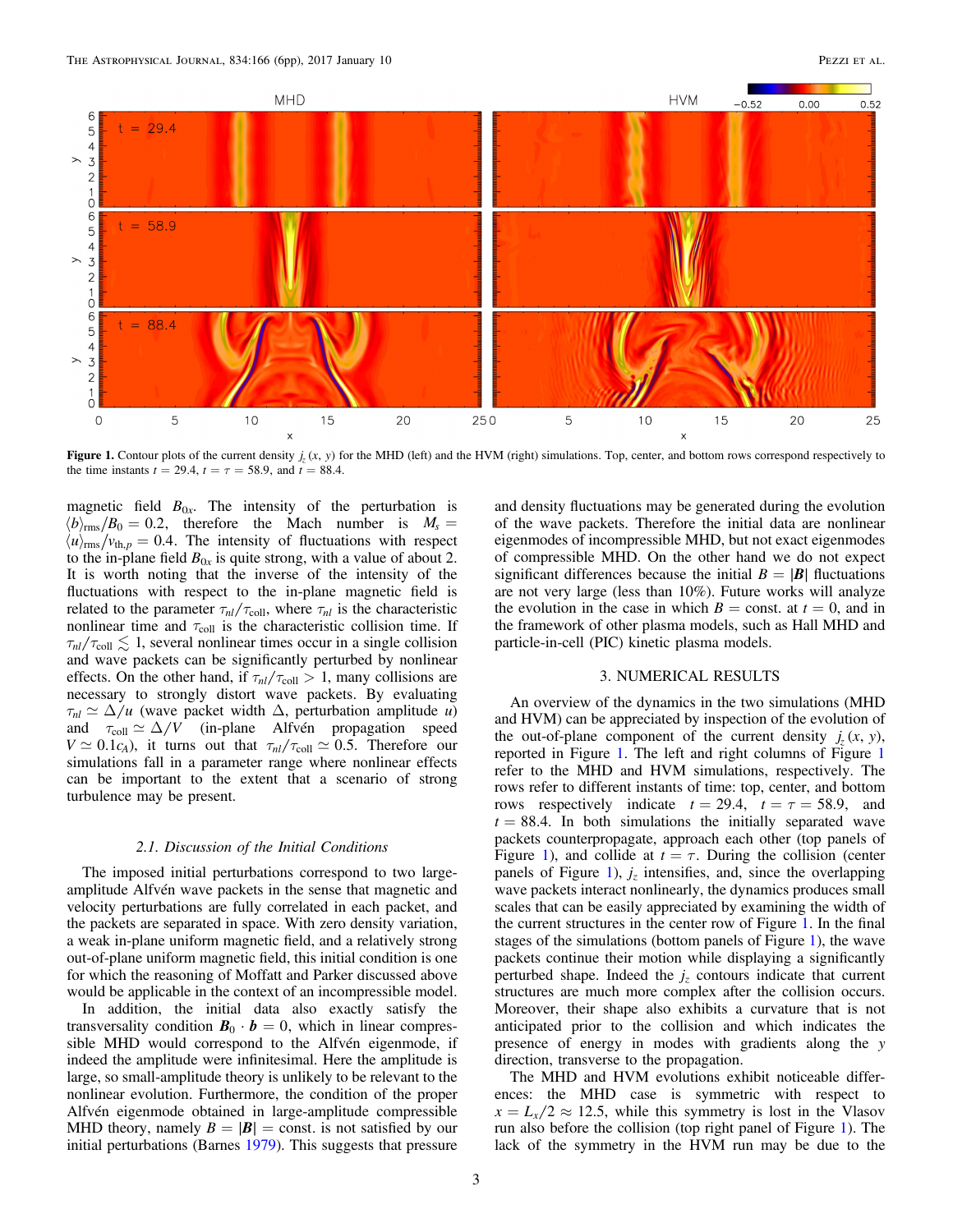**Figure 1.** Contour plots of the current density $j_z(x, y)$ for the MHD (left) and the HVM (right) simulations. Top, center, and bottom rows correspond respectively to the time instants $t = 29.4$, $t = \tau = 58.9$, and $t = 88.4$.

magnetic field $B_{0x}$. The intensity of the perturbation is $\langle b \rangle_{\rm rms}/B_0 = 0.2$, therefore the Mach number is $M_s = \langle u \rangle_{\rm rms}/v_{{\rm th},p} = 0.4$. The intensity of fluctuations with respect to the in-plane field $B_{0x}$ is quite strong, with a value of about 2. It is worth noting that the inverse of the intensity of the fluctuations with respect to the in-plane magnetic field is related to the parameter $\tau_{nl}/\tau_{\rm coll}$, where $\tau_{nl}$ is the characteristic nonlinear time and $\tau_{\rm coll}$ is the characteristic collision time. If $\tau_{nl}/\tau_{\rm coll} \lesssim 1$, several nonlinear times occur in a single collision and wave packets can be significantly perturbed by nonlinear effects. On the other hand, if $\tau_{nl}/\tau_{\rm coll} > 1$, many collisions are necessary to strongly distort wave packets. By evaluating $\tau_{nl} \simeq \Delta/u$ (wave packet width $\Delta$, perturbation amplitude $u$) and $\tau_{\rm coll} \simeq \Delta/V$ (in-plane Alfvén propagation speed $V \simeq 0.1 c_A$), it turns out that $\tau_{nl}/\tau_{\rm coll} \simeq 0.5$. Therefore our simulations fall in a parameter range where nonlinear effects can be important to the extent that a scenario of strong turbulence may be present.

### 2.1. *Discussion of the Initial Conditions*

The imposed initial perturbations correspond to two large-amplitude Alfvén wave packets in the sense that magnetic and velocity perturbations are fully correlated in each packet, and the packets are separated in space. With zero density variation, a weak in-plane uniform magnetic field, and a relatively strong out-of-plane uniform magnetic field, this initial condition is one for which the reasoning of Moffatt and Parker discussed above would be applicable in the context of an incompressible model.

In addition, the initial data also exactly satisfy the transversality condition $\boldsymbol{B}_0 \cdot \boldsymbol{b} = 0$, which in linear compressible MHD would correspond to the Alfvén eigenmode, if indeed the amplitude were infinitesimal. Here the amplitude is large, so small-amplitude theory is unlikely to be relevant to the nonlinear evolution. Furthermore, the condition of the proper Alfvén eigenmode obtained in large-amplitude compressible MHD theory, namely $B = |\boldsymbol{B}| =$ const. is not satisfied by our initial perturbations (Barnes 1979). This suggests that pressure and density fluctuations may be generated during the evolution of the wave packets. Therefore the initial data are nonlinear eigenmodes of incompressible MHD, but not exact eigenmodes of compressible MHD. On the other hand we do not expect significant differences because the initial $B = |\boldsymbol{B}|$ fluctuations are not very large (less than 10%). Future works will analyze the evolution in the case in which $B =$ const. at $t = 0$, and in the framework of other plasma models, such as Hall MHD and particle-in-cell (PIC) kinetic plasma models.

## 3. NUMERICAL RESULTS

An overview of the dynamics in the two simulations (MHD and HVM) can be appreciated by inspection of the evolution of the out-of-plane component of the current density $j_z(x, y)$, reported in Figure 1. The left and right columns of Figure 1 refer to the MHD and HVM simulations, respectively. The rows refer to different instants of time: top, center, and bottom rows respectively indicate $t = 29.4$, $t = \tau = 58.9$, and $t = 88.4$. In both simulations the initially separated wave packets counterpropagate, approach each other (top panels of Figure 1), and collide at $t = \tau$. During the collision (center panels of Figure 1), $j_z$ intensifies, and, since the overlapping wave packets interact nonlinearly, the dynamics produces small scales that can be easily appreciated by examining the width of the current structures in the center row of Figure 1. In the final stages of the simulations (bottom panels of Figure 1), the wave packets continue their motion while displaying a significantly perturbed shape. Indeed the $j_z$ contours indicate that current structures are much more complex after the collision occurs. Moreover, their shape also exhibits a curvature that is not anticipated prior to the collision and which indicates the presence of energy in modes with gradients along the $y$ direction, transverse to the propagation.

The MHD and HVM evolutions exhibit noticeable differences: the MHD case is symmetric with respect to $x = L_x/2 \approx 12.5$, while this symmetry is lost in the Vlasov run also before the collision (top right panel of Figure 1). The lack of the symmetry in the HVM run may be due to the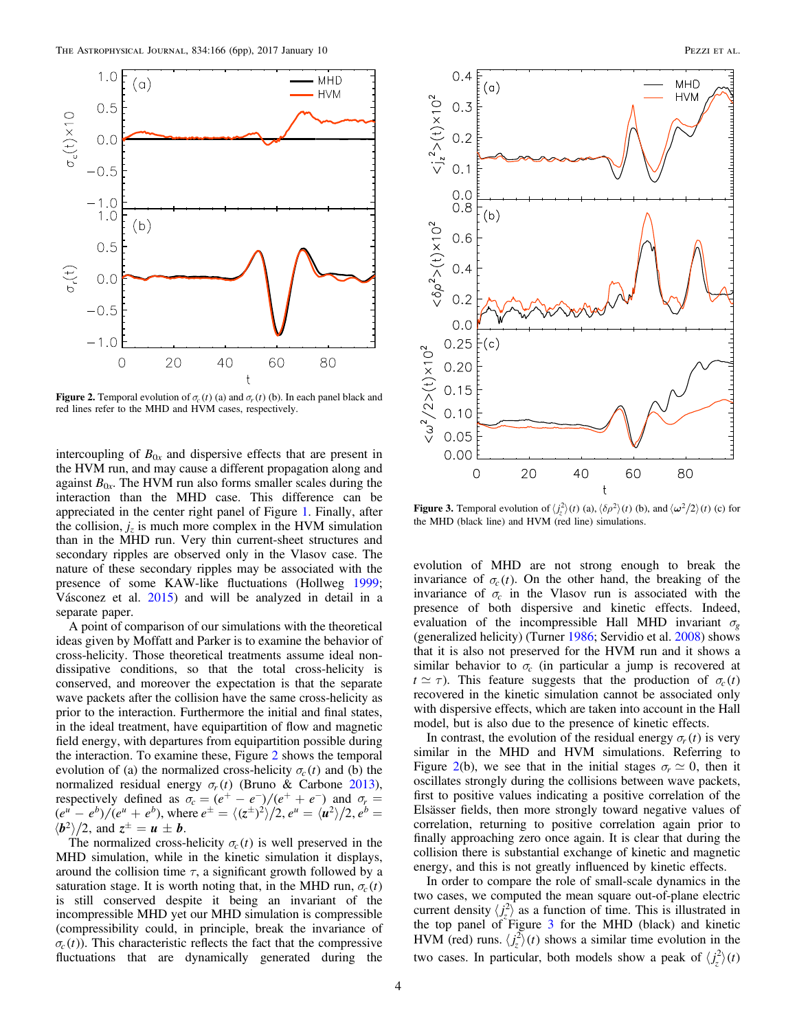**Figure 2.** Temporal evolution of $\sigma_c(t)$ (a) and $\sigma_r(t)$ (b). In each panel black and red lines refer to the MHD and HVM cases, respectively.

intercoupling of $B_{0x}$ and dispersive effects that are present in the HVM run, and may cause a different propagation along and against $B_{0x}$. The HVM run also forms smaller scales during the interaction than the MHD case. This difference can be appreciated in the center right panel of Figure 1. Finally, after the collision, $j_z$ is much more complex in the HVM simulation than in the MHD run. Very thin current-sheet structures and secondary ripples are observed only in the Vlasov case. The nature of these secondary ripples may be associated with the presence of some KAW-like fluctuations (Hollweg 1999; Vásconez et al. 2015) and will be analyzed in detail in a separate paper.

A point of comparison of our simulations with the theoretical ideas given by Moffatt and Parker is to examine the behavior of cross-helicity. Those theoretical treatments assume ideal non-dissipative conditions, so that the total cross-helicity is conserved, and moreover the expectation is that the separate wave packets after the collision have the same cross-helicity as prior to the interaction. Furthermore the initial and final states, in the ideal treatment, have equipartition of flow and magnetic field energy, with departures from equipartition possible during the interaction. To examine these, Figure 2 shows the temporal evolution of (a) the normalized cross-helicity $\sigma_c(t)$ and (b) the normalized residual energy $\sigma_r(t)$ (Bruno & Carbone 2013), respectively defined as $\sigma_c = (e^+ - e^-)/(e^+ + e^-)$ and $\sigma_r = (e^u - e^b)/(e^u + e^b)$, where $e^\pm = \langle (\boldsymbol{z}^\pm)^2 \rangle /2$, $e^u = \langle \boldsymbol{u}^2 \rangle /2$, $e^b = \langle \boldsymbol{b}^2 \rangle /2$, and $\boldsymbol{z}^\pm = \boldsymbol{u} \pm \boldsymbol{b}$.

The normalized cross-helicity $\sigma_c(t)$ is well preserved in the MHD simulation, while in the kinetic simulation it displays, around the collision time $\tau$, a significant growth followed by a saturation stage. It is worth noting that, in the MHD run, $\sigma_c(t)$ is still conserved despite it being an invariant of the incompressible MHD yet our MHD simulation is compressible (compressibility could, in principle, break the invariance of $\sigma_c(t)$). This characteristic reflects the fact that the compressive fluctuations that are dynamically generated during the evolution of MHD are not strong enough to break the invariance of $\sigma_c(t)$. On the other hand, the breaking of the invariance of $\sigma_c$ in the Vlasov run is associated with the presence of both dispersive and kinetic effects. Indeed, evaluation of the incompressible Hall MHD invariant $\sigma_g$ (generalized helicity) (Turner 1986; Servidio et al. 2008) shows that it is also not preserved for the HVM run and it shows a similar behavior to $\sigma_c$ (in particular a jump is recovered at $t \simeq \tau$). This feature suggests that the production of $\sigma_c(t)$ recovered in the kinetic simulation cannot be associated only with dispersive effects, which are taken into account in the Hall model, but is also due to the presence of kinetic effects.

In contrast, the evolution of the residual energy $\sigma_r(t)$ is very similar in the MHD and HVM simulations. Referring to Figure 2(b), we see that in the initial stages $\sigma_r \simeq 0$, then it oscillates strongly during the collisions between wave packets, first to positive values indicating a positive correlation of the Elsässer fields, then more strongly toward negative values of correlation, returning to positive correlation again prior to finally approaching zero once again. It is clear that during the collision there is substantial exchange of kinetic and magnetic energy, and this is not greatly influenced by kinetic effects.

In order to compare the role of small-scale dynamics in the two cases, we computed the mean square out-of-plane electric current density $\langle j_z^2 \rangle$ as a function of time. This is illustrated in the top panel of Figure 3 for the MHD (black) and kinetic HVM (red) runs. $\langle j_z^2 \rangle (t)$ shows a similar time evolution in the two cases. In particular, both models show a peak of $\langle j_z^2 \rangle (t)$

**Figure 3.** Temporal evolution of $\langle j_z^2 \rangle (t)$ (a), $\langle \delta\rho^2 \rangle (t)$ (b), and $\langle \omega^2/2 \rangle (t)$ (c) for the MHD (black line) and HVM (red line) simulations.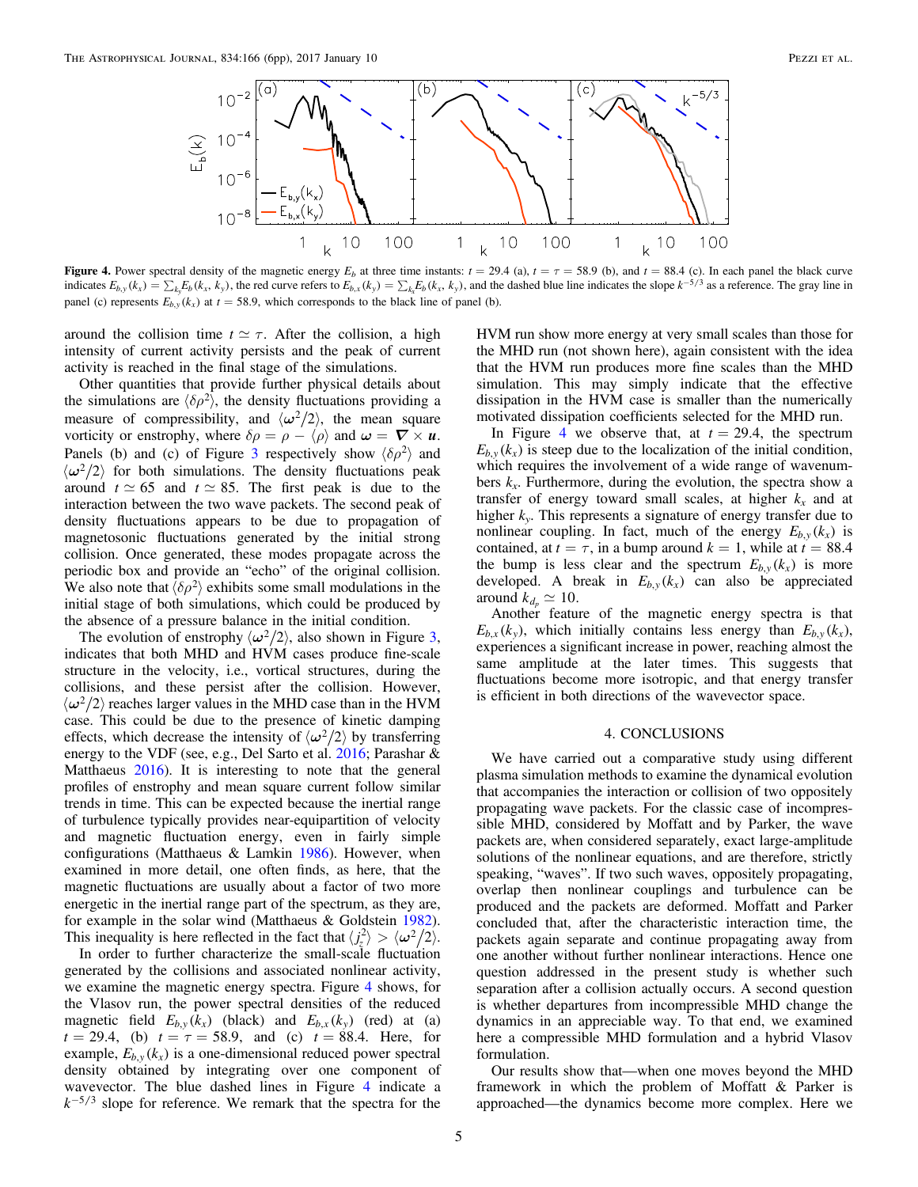**Figure 4.** Power spectral density of the magnetic energy $E_b$ at three time instants: $t = 29.4$ (a), $t = \tau = 58.9$ (b), and $t = 88.4$ (c). In each panel the black curve indicates $E_{b,y}(k_x) = \sum_{k_y} E_b(k_x, k_y)$, the red curve refers to $E_{b,x}(k_y) = \sum_{k_x} E_b(k_x, k_y)$, and the dashed blue line indicates the slope $k^{-5/3}$ as a reference. The gray line in panel (c) represents $E_{b,y}(k_x)$ at $t = 58.9$, which corresponds to the black line of panel (b).

around the collision time $t \simeq \tau$. After the collision, a high intensity of current activity persists and the peak of current activity is reached in the final stage of the simulations.

Other quantities that provide further physical details about the simulations are $\langle \delta\rho^2 \rangle$, the density fluctuations providing a measure of compressibility, and $\langle \omega^2/2 \rangle$, the mean square vorticity or enstrophy, where $\delta\rho = \rho - \langle \rho \rangle$ and $\boldsymbol{\omega} = \boldsymbol{\nabla} \times \boldsymbol{u}$. Panels (b) and (c) of Figure 3 respectively show $\langle \delta\rho^2 \rangle$ and $\langle \omega^2/2 \rangle$ for both simulations. The density fluctuations peak around $t \simeq 65$ and $t \simeq 85$. The first peak is due to the interaction between the two wave packets. The second peak of density fluctuations appears to be due to propagation of magnetosonic fluctuations generated by the initial strong collision. Once generated, these modes propagate across the periodic box and provide an "echo" of the original collision. We also note that $\langle \delta\rho^2 \rangle$ exhibits some small modulations in the initial stage of both simulations, which could be produced by the absence of a pressure balance in the initial condition.

The evolution of enstrophy $\langle \omega^2/2 \rangle$, also shown in Figure 3, indicates that both MHD and HVM cases produce fine-scale structure in the velocity, i.e., vortical structures, during the collisions, and these persist after the collision. However, $\langle \omega^2/2 \rangle$ reaches larger values in the MHD case than in the HVM case. This could be due to the presence of kinetic damping effects, which decrease the intensity of $\langle \omega^2/2 \rangle$ by transferring energy to the VDF (see, e.g., Del Sarto et al. 2016; Parashar & Matthaeus 2016). It is interesting to note that the general profiles of enstrophy and mean square current follow similar trends in time. This can be expected because the inertial range of turbulence typically provides near-equipartition of velocity and magnetic fluctuation energy, even in fairly simple configurations (Matthaeus & Lamkin 1986). However, when examined in more detail, one often finds, as here, that the magnetic fluctuations are usually about a factor of two more energetic in the inertial range part of the spectrum, as they are, for example in the solar wind (Matthaeus & Goldstein 1982). This inequality is here reflected in the fact that $\langle j_z^2 \rangle > \langle \omega^2/2 \rangle$.

In order to further characterize the small-scale fluctuation generated by the collisions and associated nonlinear activity, we examine the magnetic energy spectra. Figure 4 shows, for the Vlasov run, the power spectral densities of the reduced magnetic field $E_{b,y}(k_x)$ (black) and $E_{b,x}(k_y)$ (red) at (a) $t = 29.4$, (b) $t = \tau = 58.9$, and (c) $t = 88.4$. Here, for example, $E_{b,y}(k_x)$ is a one-dimensional reduced power spectral density obtained by integrating over one component of wavevector. The blue dashed lines in Figure 4 indicate a $k^{-5/3}$ slope for reference. We remark that the spectra for the HVM run show more energy at very small scales than those for the MHD run (not shown here), again consistent with the idea that the HVM run produces more fine scales than the MHD simulation. This may simply indicate that the effective dissipation in the HVM case is smaller than the numerically motivated dissipation coefficients selected for the MHD run.

In Figure 4 we observe that, at $t = 29.4$, the spectrum $E_{b,y}(k_x)$ is steep due to the localization of the initial condition, which requires the involvement of a wide range of wavenumbers $k_x$. Furthermore, during the evolution, the spectra show a transfer of energy toward small scales, at higher $k_x$ and at higher $k_y$. This represents a signature of energy transfer due to nonlinear coupling. In fact, much of the energy $E_{b,y}(k_x)$ is contained, at $t = \tau$, in a bump around $k = 1$, while at $t = 88.4$ the bump is less clear and the spectrum $E_{b,y}(k_x)$ is more developed. A break in $E_{b,y}(k_x)$ can also be appreciated around $k_{d_p} \simeq 10$.

Another feature of the magnetic energy spectra is that $E_{b,x}(k_y)$, which initially contains less energy than $E_{b,y}(k_x)$, experiences a significant increase in power, reaching almost the same amplitude at the later times. This suggests that fluctuations become more isotropic, and that energy transfer is efficient in both directions of the wavevector space.

## 4. CONCLUSIONS

We have carried out a comparative study using different plasma simulation methods to examine the dynamical evolution that accompanies the interaction or collision of two oppositely propagating wave packets. For the classic case of incompressible MHD, considered by Moffatt and by Parker, the wave packets are, when considered separately, exact large-amplitude solutions of the nonlinear equations, and are therefore, strictly speaking, "waves". If two such waves, oppositely propagating, overlap then nonlinear couplings and turbulence can be produced and the packets are deformed. Moffatt and Parker concluded that, after the characteristic interaction time, the packets again separate and continue propagating away from one another without further nonlinear interactions. Hence one question addressed in the present study is whether such separation after a collision actually occurs. A second question is whether departures from incompressible MHD change the dynamics in an appreciable way. To that end, we examined here a compressible MHD formulation and a hybrid Vlasov formulation.

Our results show that—when one moves beyond the MHD framework in which the problem of Moffatt & Parker is approached—the dynamics become more complex. Here we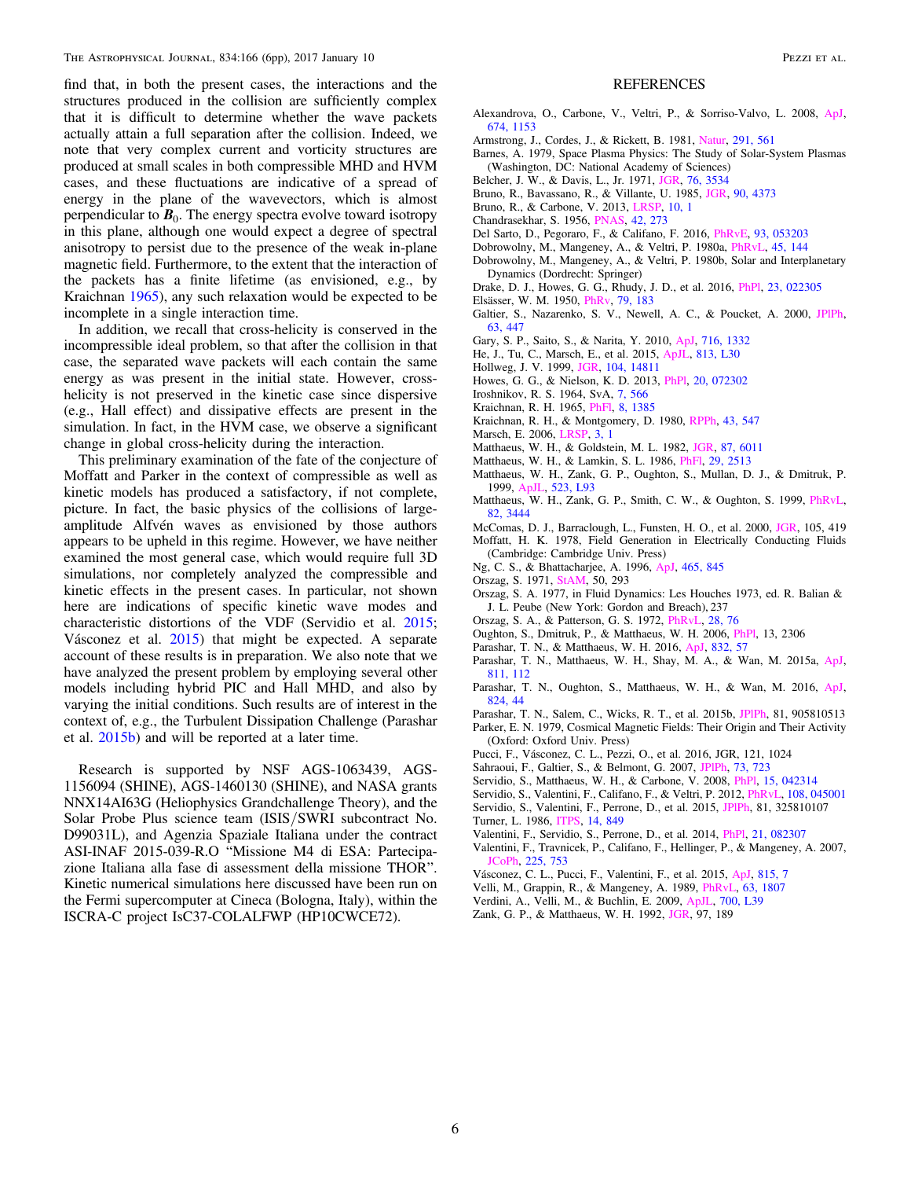find that, in both the present cases, the interactions and the structures produced in the collision are sufficiently complex that it is difficult to determine whether the wave packets actually attain a full separation after the collision. Indeed, we note that very complex current and vorticity structures are produced at small scales in both compressible MHD and HVM cases, and these fluctuations are indicative of a spread of energy in the plane of the wavevectors, which is almost perpendicular to $\boldsymbol{B}_0$. The energy spectra evolve toward isotropy in this plane, although one would expect a degree of spectral anisotropy to persist due to the presence of the weak in-plane magnetic field. Furthermore, to the extent that the interaction of the packets has a finite lifetime (as envisioned, e.g., by Kraichnan 1965), any such relaxation would be expected to be incomplete in a single interaction time.

In addition, we recall that cross-helicity is conserved in the incompressible ideal problem, so that after the collision in that case, the separated wave packets will each contain the same energy as was present in the initial state. However, cross-helicity is not preserved in the kinetic case since dispersive (e.g., Hall effect) and dissipative effects are present in the simulation. In fact, in the HVM case, we observe a significant change in global cross-helicity during the interaction.

This preliminary examination of the fate of the conjecture of Moffatt and Parker in the context of compressible as well as kinetic models has produced a satisfactory, if not complete, picture. In fact, the basic physics of the collisions of large-amplitude Alfvén waves as envisioned by those authors appears to be upheld in this regime. However, we have neither examined the most general case, which would require full 3D simulations, nor completely analyzed the compressible and kinetic effects in the present cases. In particular, not shown here are indications of specific kinetic wave modes and characteristic distortions of the VDF (Servidio et al. 2015; Vásconez et al. 2015) that might be expected. A separate account of these results is in preparation. We also note that we have analyzed the present problem by employing several other models including hybrid PIC and Hall MHD, and also by varying the initial conditions. Such results are of interest in the context of, e.g., the Turbulent Dissipation Challenge (Parashar et al. 2015b) and will be reported at a later time.

Research is supported by NSF AGS-1063439, AGS-1156094 (SHINE), AGS-1460130 (SHINE), and NASA grants NNX14AI63G (Heliophysics Grandchallenge Theory), and the Solar Probe Plus science team (ISIS/SWRI subcontract No. D99031L), and Agenzia Spaziale Italiana under the contract ASI-INAF 2015-039-R.O "Missione M4 di ESA: Partecipazione Italiana alla fase di assessment della missione THOR". Kinetic numerical simulations here discussed have been run on the Fermi supercomputer at Cineca (Bologna, Italy), within the ISCRA-C project IsC37-COLALFWP (HP10CWCE72).

## REFERENCES

Alexandrova, O., Carbone, V., Veltri, P., & Sorriso-Valvo, L. 2008, ApJ, 674, 1153
Armstrong, J., Cordes, J., & Rickett, B. 1981, Natur, 291, 561
Barnes, A. 1979, Space Plasma Physics: The Study of Solar-System Plasmas (Washington, DC: National Academy of Sciences)
Belcher, J. W., & Davis, L., Jr. 1971, JGR, 76, 3534
Bruno, R., Bavassano, R., & Villante, U. 1985, JGR, 90, 4373
Bruno, R., & Carbone, V. 2013, LRSP, 10, 1
Chandrasekhar, S. 1956, PNAS, 42, 273
Del Sarto, D., Pegoraro, F., & Califano, F. 2016, PhRvE, 93, 053203
Dobrowolny, M., Mangeney, A., & Veltri, P. 1980a, PhRvL, 45, 144
Dobrowolny, M., Mangeney, A., & Veltri, P. 1980b, Solar and Interplanetary Dynamics (Dordrecht: Springer)
Drake, D. J., Howes, G. G., Rhudy, J. D., et al. 2016, PhPl, 23, 022305
Elsässer, W. M. 1950, PhRv, 79, 183
Galtier, S., Nazarenko, S. V., Newell, A. C., & Pouquet, A. 2000, JPlPh, 63, 447
Gary, S. P., Saito, S., & Narita, Y. 2010, ApJ, 716, 1332
He, J., Tu, C., Marsch, E., et al. 2015, ApJL, 813, L30
Hollweg, J. V. 1999, JGR, 104, 14811
Howes, G. G., & Nielson, K. D. 2013, PhPl, 20, 072302
Iroshnikov, R. S. 1964, SvA, 7, 566
Kraichnan, R. H. 1965, PhFl, 8, 1385
Kraichnan, R. H., & Montgomery, D. 1980, RPPh, 43, 547
Marsch, E. 2006, LRSP, 3, 1
Matthaeus, W. H., & Goldstein, M. L. 1982, JGR, 87, 6011
Matthaeus, W. H., & Lamkin, S. L. 1986, PhFl, 29, 2513
Matthaeus, W. H., Zank, G. P., Oughton, S., Mullan, D. J., & Dmitruk, P. 1999, ApJL, 523, L93
Matthaeus, W. H., Zank, G. P., Smith, C. W., & Oughton, S. 1999, PhRvL, 82, 3444
McComas, D. J., Barraclough, L., Funsten, H. O., et al. 2000, JGR, 105, 419
Moffatt, H. K. 1978, Field Generation in Electrically Conducting Fluids (Cambridge: Cambridge Univ. Press)
Ng, C. S., & Bhattacharjee, A. 1996, ApJ, 465, 845
Orszag, S. 1971, StAM, 50, 293
Orszag, S. A. 1977, in Fluid Dynamics: Les Houches 1973, ed. R. Balian & J. L. Peube (New York: Gordon and Breach), 237
Orszag, S. A., & Patterson, G. S. 1972, PhRvL, 28, 76
Oughton, S., Dmitruk, P., & Matthaeus, W. H. 2006, PhPl, 13, 2306
Parashar, T. N., & Matthaeus, W. H. 2016, ApJ, 832, 57
Parashar, T. N., Matthaeus, W. H., Shay, M. A., & Wan, M. 2015a, ApJ, 811, 112
Parashar, T. N., Oughton, S., Matthaeus, W. H., & Wan, M. 2016, ApJ, 824, 44
Parashar, T. N., Salem, C., Wicks, R. T., et al. 2015b, JPlPh, 81, 905810513
Parker, E. N. 1979, Cosmical Magnetic Fields: Their Origin and Their Activity (Oxford: Oxford Univ. Press)
Pucci, F., Vásconez, C. L., Pezzi, O., et al. 2016, JGR, 121, 1024
Sahraoui, F., Galtier, S., & Belmont, G. 2007, JPlPh, 73, 723
Servidio, S., Matthaeus, W. H., & Carbone, V. 2008, PhPl, 15, 042314
Servidio, S., Valentini, F., Califano, F., & Veltri, P. 2012, PhRvL, 108, 045001
Servidio, S., Valentini, F., Perrone, D., et al. 2015, JPlPh, 81, 325810107
Turner, L. 1986, ITPS, 14, 849
Valentini, F., Servidio, S., Perrone, D., et al. 2014, PhPl, 21, 082307
Valentini, F., Travnicek, P., Califano, F., Hellinger, P., & Mangeney, A. 2007, JCoPh, 225, 753
Vásconez, C. L., Pucci, F., Valentini, F., et al. 2015, ApJ, 815, 7
Velli, M., Grappin, R., & Mangeney, A. 1989, PhRvL, 63, 1807
Verdini, A., Velli, M., & Buchlin, E. 2009, ApJL, 700, L39
Zank, G. P., & Matthaeus, W. H. 1992, JGR, 97, 189